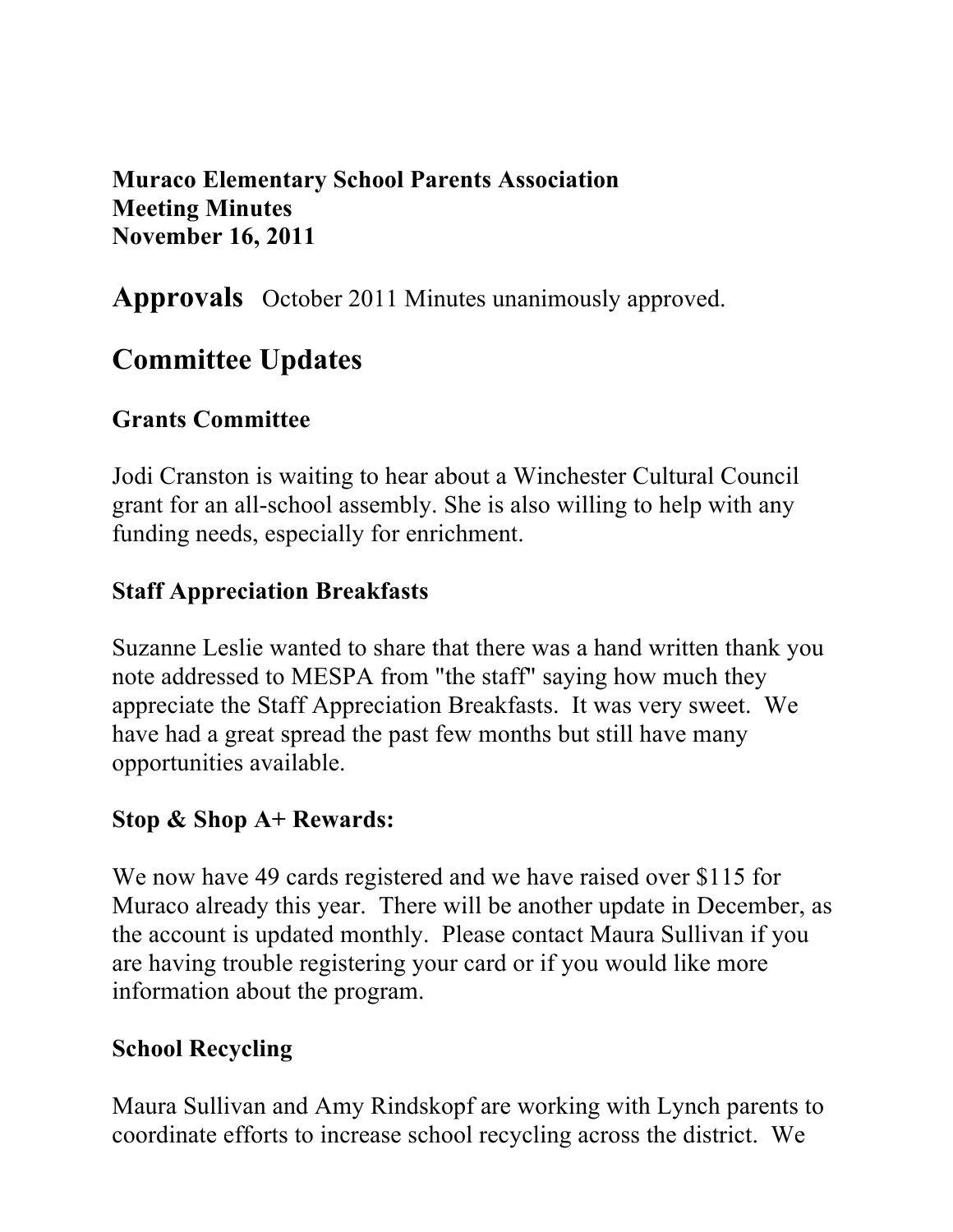**Muraco Elementary School Parents Association**
**Meeting Minutes**
**November 16, 2011**

## Approvals

October 2011 Minutes unanimously approved.

## Committee Updates

### Grants Committee

Jodi Cranston is waiting to hear about a Winchester Cultural Council grant for an all-school assembly. She is also willing to help with any funding needs, especially for enrichment.

### Staff Appreciation Breakfasts

Suzanne Leslie wanted to share that there was a hand written thank you note addressed to MESPA from "the staff" saying how much they appreciate the Staff Appreciation Breakfasts. It was very sweet. We have had a great spread the past few months but still have many opportunities available.

### Stop & Shop A+ Rewards:

We now have 49 cards registered and we have raised over $115 for Muraco already this year. There will be another update in December, as the account is updated monthly. Please contact Maura Sullivan if you are having trouble registering your card or if you would like more information about the program.

### School Recycling

Maura Sullivan and Amy Rindskopf are working with Lynch parents to coordinate efforts to increase school recycling across the district. We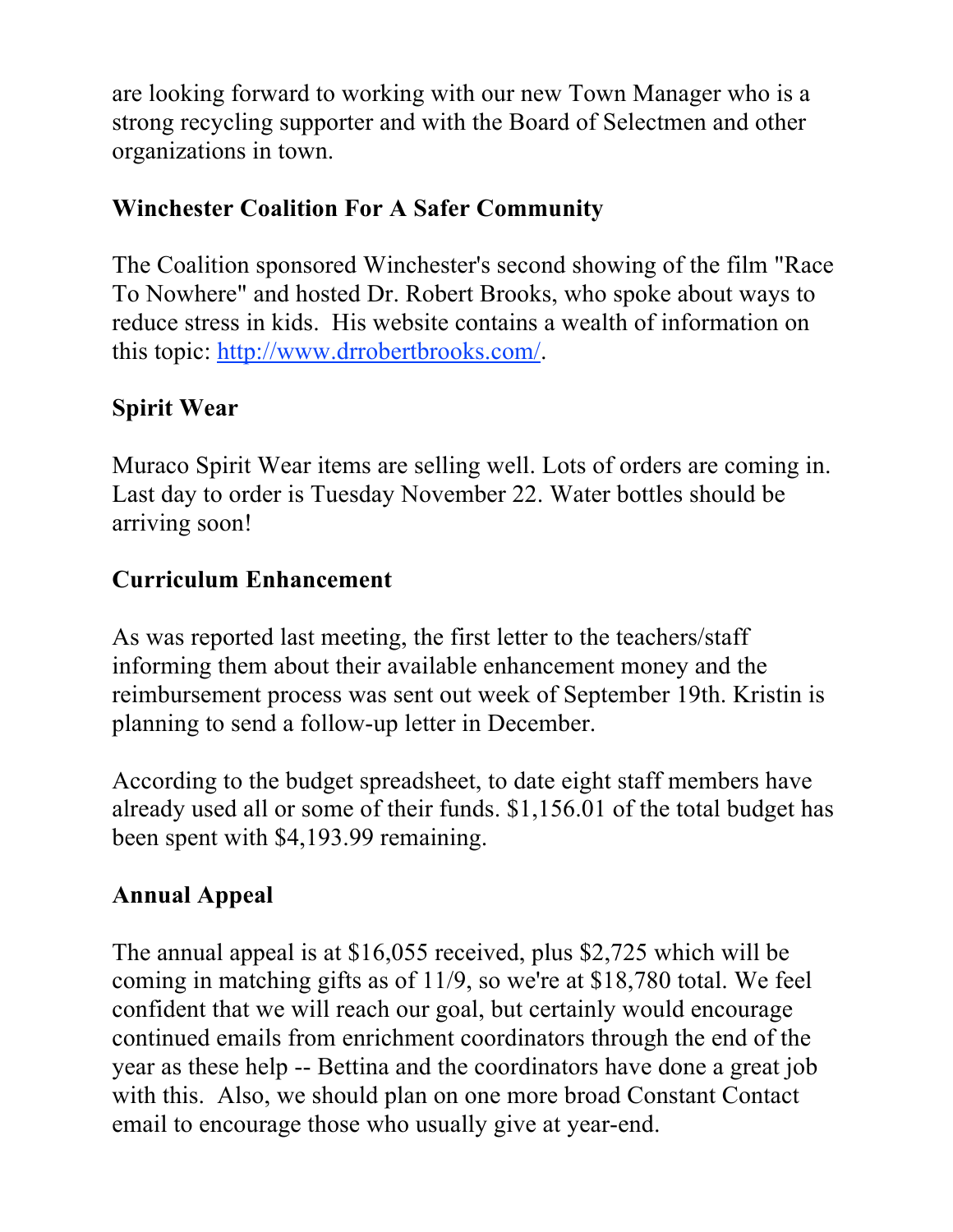are looking forward to working with our new Town Manager who is a strong recycling supporter and with the Board of Selectmen and other organizations in town.

## Winchester Coalition For A Safer Community

The Coalition sponsored Winchester's second showing of the film "Race To Nowhere" and hosted Dr. Robert Brooks, who spoke about ways to reduce stress in kids. His website contains a wealth of information on this topic: [http://www.drrobertbrooks.com/](http://www.drrobertbrooks.com/).

## Spirit Wear

Muraco Spirit Wear items are selling well. Lots of orders are coming in. Last day to order is Tuesday November 22. Water bottles should be arriving soon!

## Curriculum Enhancement

As was reported last meeting, the first letter to the teachers/staff informing them about their available enhancement money and the reimbursement process was sent out week of September 19th. Kristin is planning to send a follow-up letter in December.

According to the budget spreadsheet, to date eight staff members have already used all or some of their funds. $1,156.01 of the total budget has been spent with $4,193.99 remaining.

## Annual Appeal

The annual appeal is at $16,055 received, plus $2,725 which will be coming in matching gifts as of 11/9, so we're at $18,780 total. We feel confident that we will reach our goal, but certainly would encourage continued emails from enrichment coordinators through the end of the year as these help -- Bettina and the coordinators have done a great job with this. Also, we should plan on one more broad Constant Contact email to encourage those who usually give at year-end.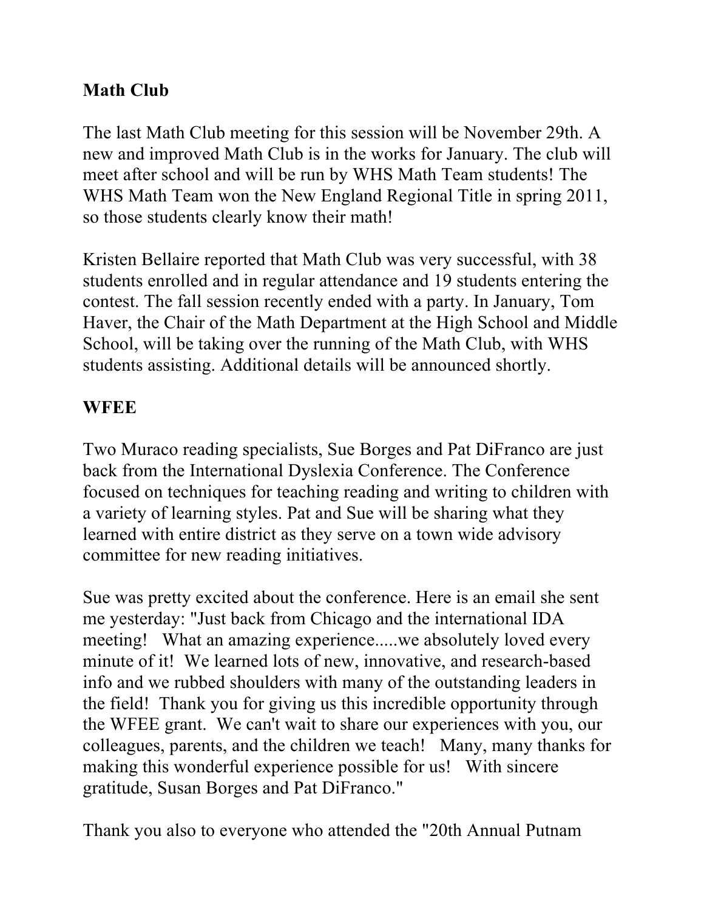**Math Club**

The last Math Club meeting for this session will be November 29th. A new and improved Math Club is in the works for January. The club will meet after school and will be run by WHS Math Team students! The WHS Math Team won the New England Regional Title in spring 2011, so those students clearly know their math!

Kristen Bellaire reported that Math Club was very successful, with 38 students enrolled and in regular attendance and 19 students entering the contest. The fall session recently ended with a party. In January, Tom Haver, the Chair of the Math Department at the High School and Middle School, will be taking over the running of the Math Club, with WHS students assisting. Additional details will be announced shortly.

**WFEE**

Two Muraco reading specialists, Sue Borges and Pat DiFranco are just back from the International Dyslexia Conference. The Conference focused on techniques for teaching reading and writing to children with a variety of learning styles. Pat and Sue will be sharing what they learned with entire district as they serve on a town wide advisory committee for new reading initiatives.

Sue was pretty excited about the conference. Here is an email she sent me yesterday: "Just back from Chicago and the international IDA meeting! What an amazing experience.....we absolutely loved every minute of it! We learned lots of new, innovative, and research-based info and we rubbed shoulders with many of the outstanding leaders in the field! Thank you for giving us this incredible opportunity through the WFEE grant. We can't wait to share our experiences with you, our colleagues, parents, and the children we teach! Many, many thanks for making this wonderful experience possible for us! With sincere gratitude, Susan Borges and Pat DiFranco."

Thank you also to everyone who attended the "20th Annual Putnam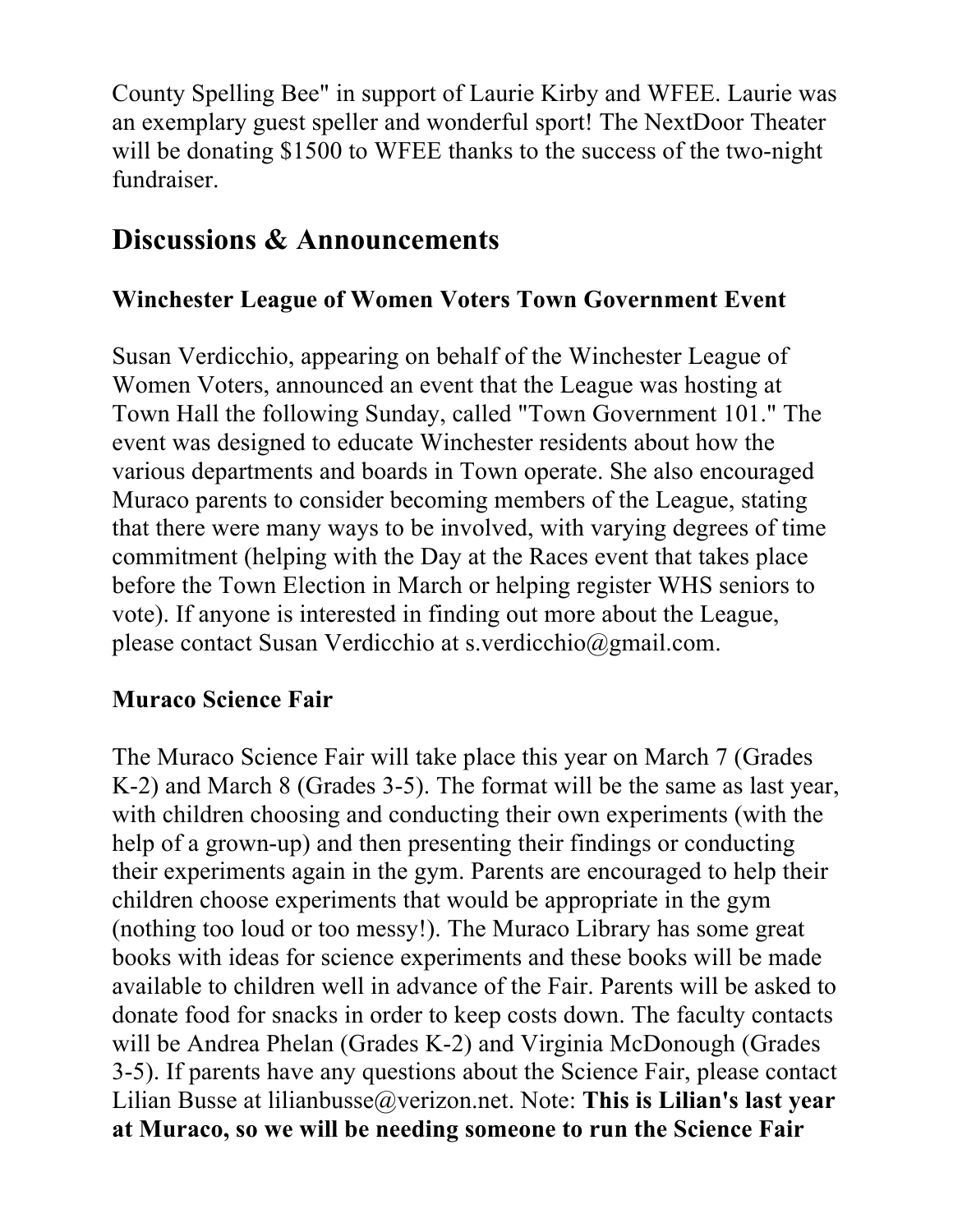County Spelling Bee" in support of Laurie Kirby and WFEE. Laurie was an exemplary guest speller and wonderful sport! The NextDoor Theater will be donating $1500 to WFEE thanks to the success of the two-night fundraiser.

## Discussions & Announcements

### Winchester League of Women Voters Town Government Event

Susan Verdicchio, appearing on behalf of the Winchester League of Women Voters, announced an event that the League was hosting at Town Hall the following Sunday, called "Town Government 101." The event was designed to educate Winchester residents about how the various departments and boards in Town operate. She also encouraged Muraco parents to consider becoming members of the League, stating that there were many ways to be involved, with varying degrees of time commitment (helping with the Day at the Races event that takes place before the Town Election in March or helping register WHS seniors to vote). If anyone is interested in finding out more about the League, please contact Susan Verdicchio at s.verdicchio@gmail.com.

### Muraco Science Fair

The Muraco Science Fair will take place this year on March 7 (Grades K-2) and March 8 (Grades 3-5). The format will be the same as last year, with children choosing and conducting their own experiments (with the help of a grown-up) and then presenting their findings or conducting their experiments again in the gym. Parents are encouraged to help their children choose experiments that would be appropriate in the gym (nothing too loud or too messy!). The Muraco Library has some great books with ideas for science experiments and these books will be made available to children well in advance of the Fair. Parents will be asked to donate food for snacks in order to keep costs down. The faculty contacts will be Andrea Phelan (Grades K-2) and Virginia McDonough (Grades 3-5). If parents have any questions about the Science Fair, please contact Lilian Busse at lilianbusse@verizon.net. Note: **This is Lilian's last year at Muraco, so we will be needing someone to run the Science Fair**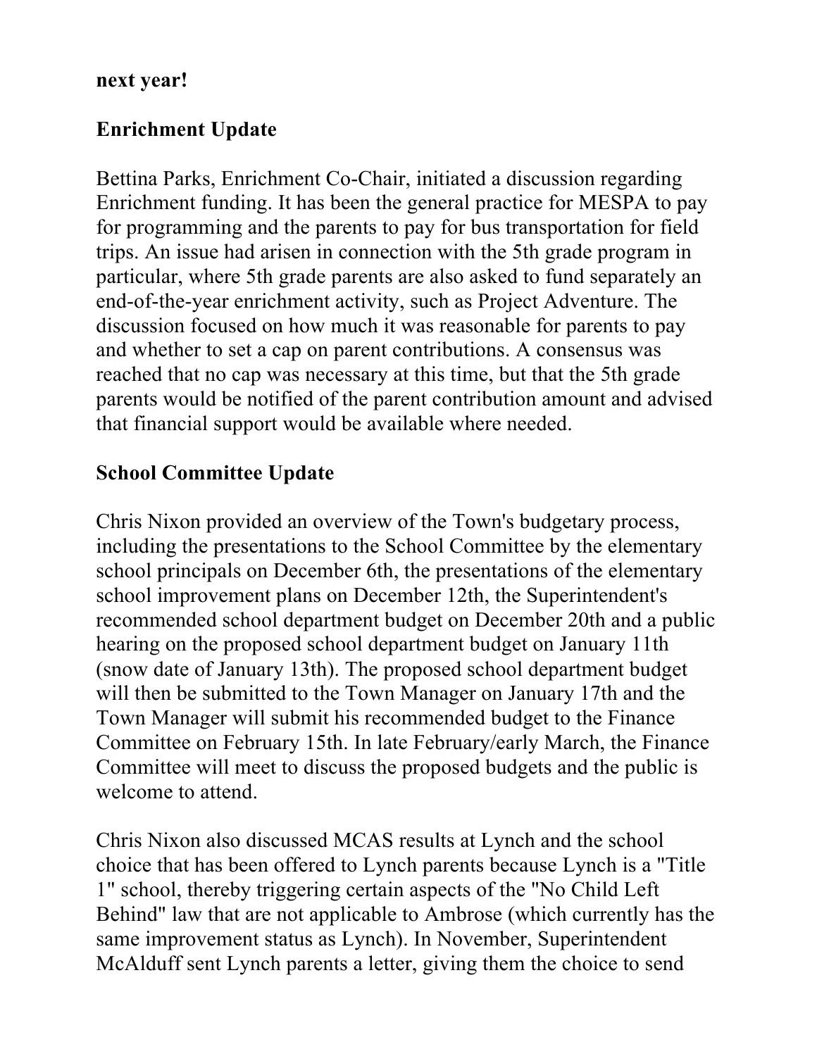**next year!**

**Enrichment Update**

Bettina Parks, Enrichment Co-Chair, initiated a discussion regarding Enrichment funding. It has been the general practice for MESPA to pay for programming and the parents to pay for bus transportation for field trips. An issue had arisen in connection with the 5th grade program in particular, where 5th grade parents are also asked to fund separately an end-of-the-year enrichment activity, such as Project Adventure. The discussion focused on how much it was reasonable for parents to pay and whether to set a cap on parent contributions. A consensus was reached that no cap was necessary at this time, but that the 5th grade parents would be notified of the parent contribution amount and advised that financial support would be available where needed.

**School Committee Update**

Chris Nixon provided an overview of the Town's budgetary process, including the presentations to the School Committee by the elementary school principals on December 6th, the presentations of the elementary school improvement plans on December 12th, the Superintendent's recommended school department budget on December 20th and a public hearing on the proposed school department budget on January 11th (snow date of January 13th). The proposed school department budget will then be submitted to the Town Manager on January 17th and the Town Manager will submit his recommended budget to the Finance Committee on February 15th. In late February/early March, the Finance Committee will meet to discuss the proposed budgets and the public is welcome to attend.

Chris Nixon also discussed MCAS results at Lynch and the school choice that has been offered to Lynch parents because Lynch is a "Title 1" school, thereby triggering certain aspects of the "No Child Left Behind" law that are not applicable to Ambrose (which currently has the same improvement status as Lynch). In November, Superintendent McAlduff sent Lynch parents a letter, giving them the choice to send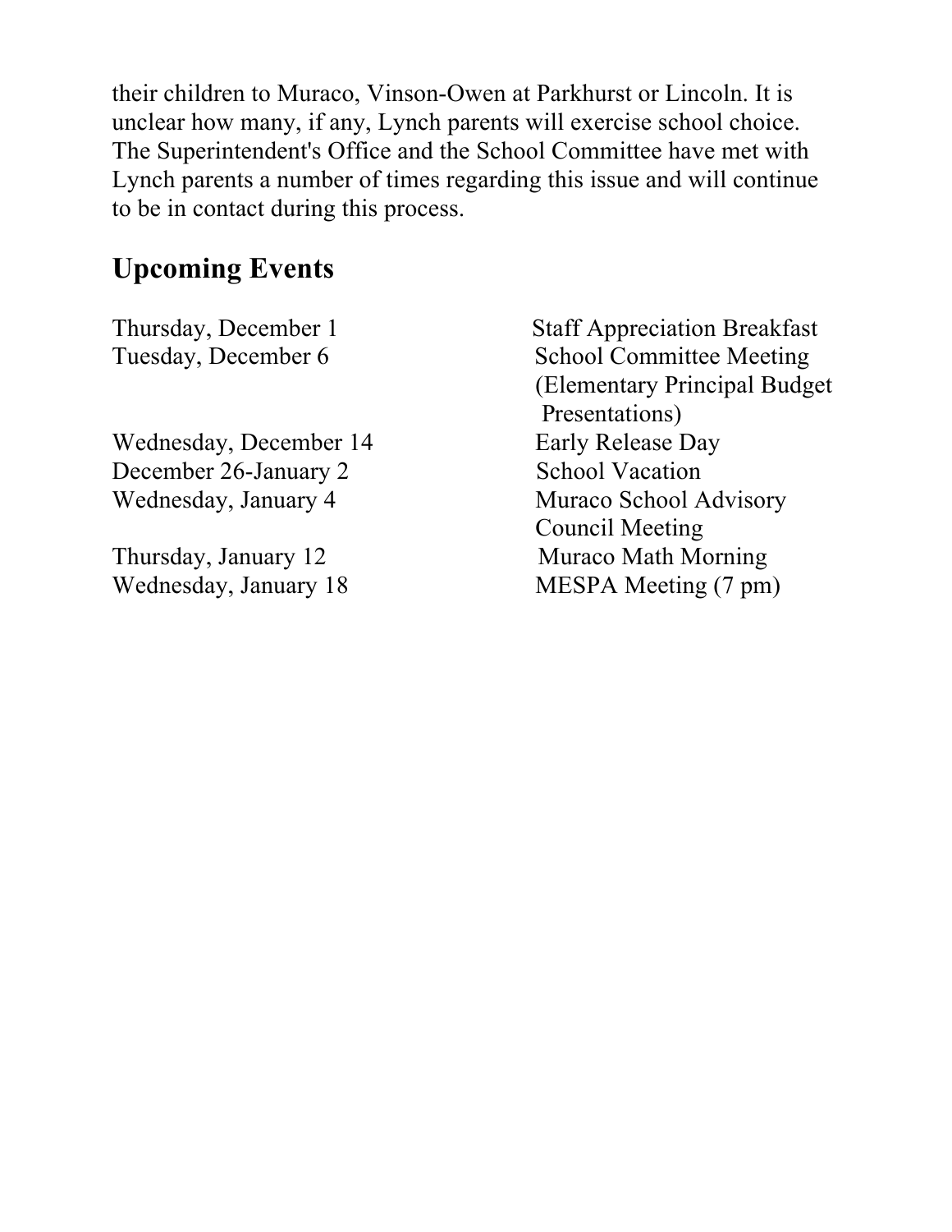their children to Muraco, Vinson-Owen at Parkhurst or Lincoln. It is unclear how many, if any, Lynch parents will exercise school choice. The Superintendent's Office and the School Committee have met with Lynch parents a number of times regarding this issue and will continue to be in contact during this process.

## Upcoming Events

| | |
|---|---|
| Thursday, December 1 | Staff Appreciation Breakfast |
| Tuesday, December 6 | School Committee Meeting (Elementary Principal Budget Presentations) |
| Wednesday, December 14 | Early Release Day |
| December 26-January 2 | School Vacation |
| Wednesday, January 4 | Muraco School Advisory Council Meeting |
| Thursday, January 12 | Muraco Math Morning |
| Wednesday, January 18 | MESPA Meeting (7 pm) |